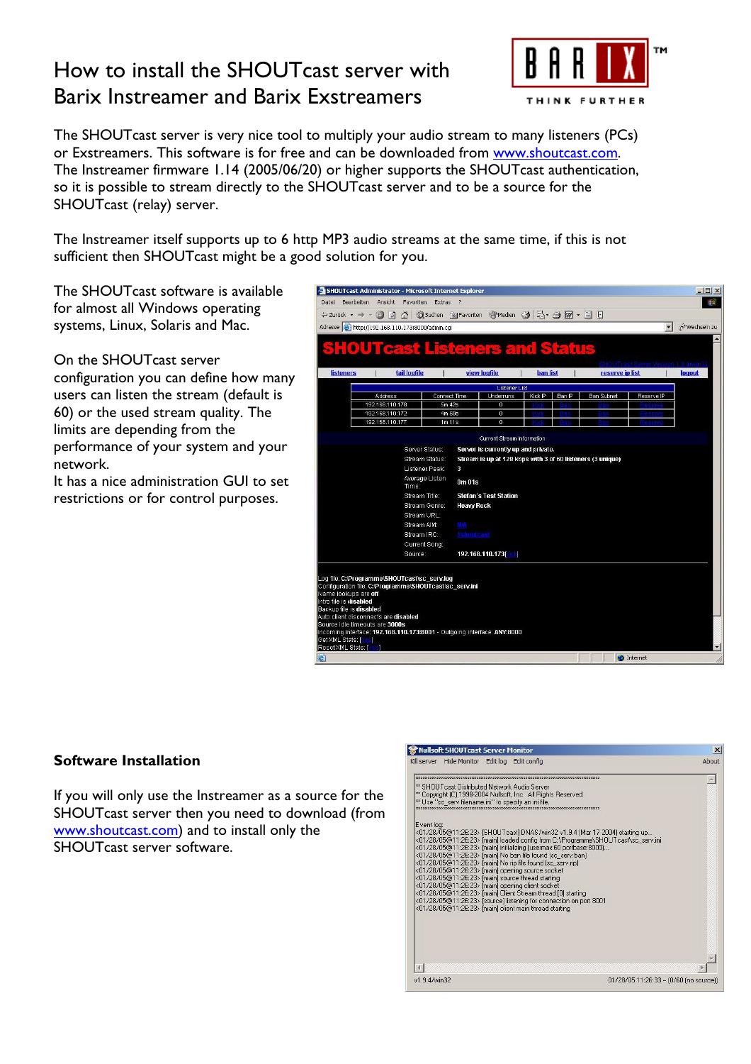# How to install the SHOUTcast server with Barix Instreamer and Barix Exstreamers

The SHOUTcast server is very nice tool to multiply your audio stream to many listeners (PCs) or Exstreamers. This software is for free and can be downloaded from [www.shoutcast.com](http://www.shoutcast.com). The Instreamer firmware 1.14 (2005/06/20) or higher supports the SHOUTcast authentication, so it is possible to stream directly to the SHOUTcast server and to be a source for the SHOUTcast (relay) server.

The Instreamer itself supports up to 6 http MP3 audio streams at the same time, if this is not sufficient then SHOUTcast might be a good solution for you.

The SHOUTcast software is available for almost all Windows operating systems, Linux, Solaris and Mac.

On the SHOUTcast server configuration you can define how many users can listen the stream (default is 60) or the used stream quality. The limits are depending from the performance of your system and your network.
It has a nice administration GUI to set restrictions or for control purposes.

## Software Installation

If you will only use the Instreamer as a source for the SHOUTcast server then you need to download (from [www.shoutcast.com](http://www.shoutcast.com)) and to install only the SHOUTcast server software.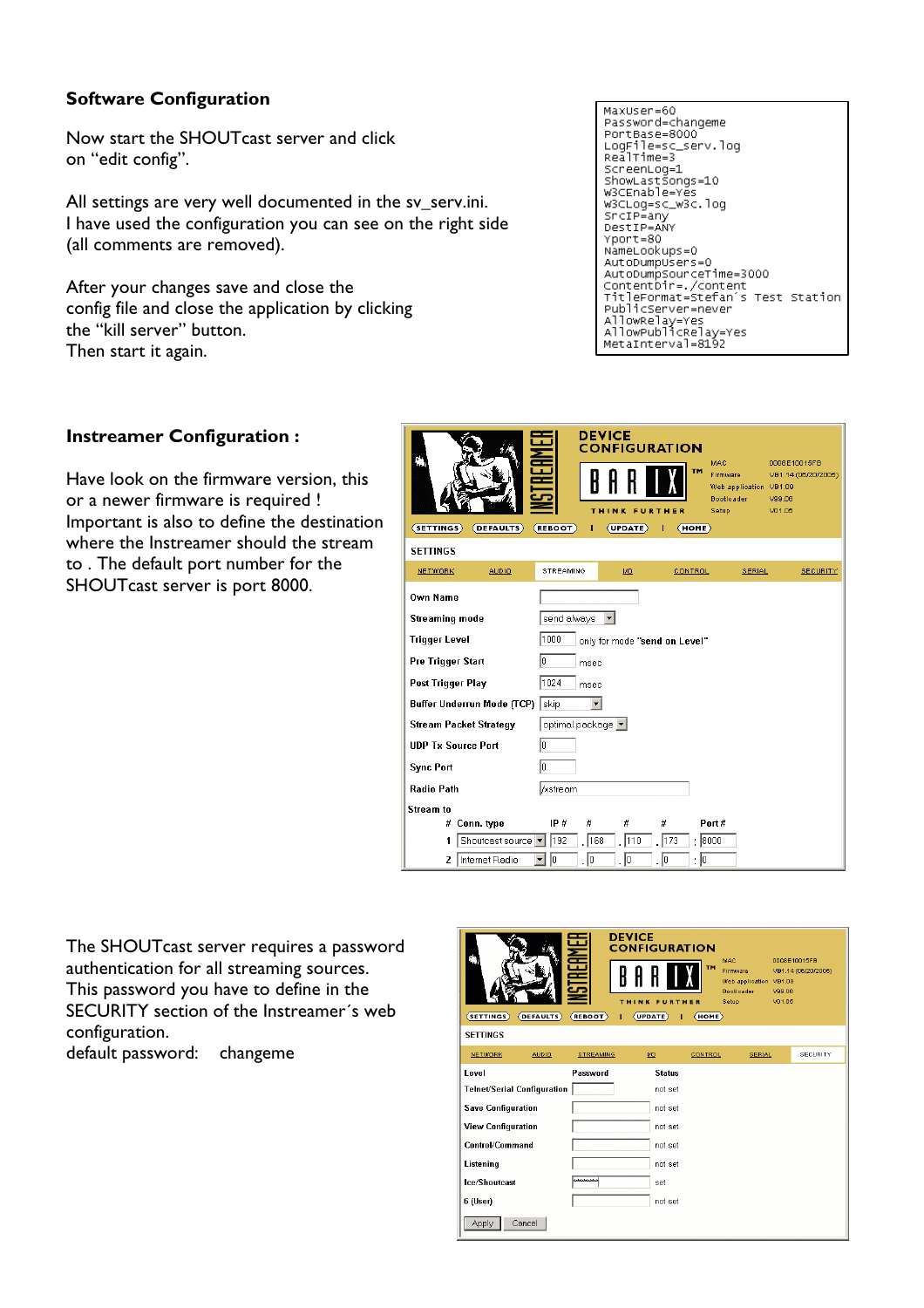### Software Configuration

Now start the SHOUTcast server and click on "edit config".

All settings are very well documented in the sv_serv.ini. I have used the configuration you can see on the right side (all comments are removed).

After your changes save and close the config file and close the application by clicking the "kill server" button.
Then start it again.

```
MaxUser=60
Password=changeme
PortBase=8000
LogFile=sc_serv.log
RealTime=3
ScreenLog=1
ShowLastSongs=10
W3CEnable=Yes
W3CLog=sc_w3c.log
SrcIP=any
DestIP=ANY
Yport=80
NameLookups=0
AutoDumpUsers=0
AutoDumpSourceTime=3000
ContentDir=./content
TitleFormat=Stefan´s Test Station
PublicServer=never
AllowRelay=Yes
AllowPublicRelay=Yes
MetaInterval=8192
```

### Instreamer Configuration :

Have look on the firmware version, this or a newer firmware is required ! Important is also to define the destination where the Instreamer should send the stream to . The default port number for the SHOUTcast server is port 8000.

DEVICE CONFIGURATION

MAC 0008E10015FB
Firmware V01.14 (06/20/2006)
Web application V01.00
Bootloader V99.06
Setup V01.06

SETTINGS | DEFAULTS | REBOOT | UPDATE | HOME

SETTINGS

NETWORK | AUDIO | STREAMING | I/O | CONTROL | SERIAL | SECURITY

| | |
|---|---|
| Own Name | |
| Streaming mode | send always |
| Trigger Level | 1000 only for mode "send on Level" |
| Pre Trigger Start | 0 msec |
| Post Trigger Play | 1024 msec |
| Buffer Underrun Mode (TCP) | skip |
| Stream Packet Strategy | optimal package |
| UDP Tx Source Port | 0 |
| Sync Port | 0 |
| Radio Path | /xstream |

Stream to

| # | Conn. type | IP # | # | # | # | Port # |
|---|---|---|---|---|---|---|
| 1 | Shoutcast source | 192 | 168 | 110 | 173 | 8000 |
| 2 | Internet Radio | 0 | 0 | 0 | 0 | 0 |

The SHOUTcast server requires a password authentication for all streaming sources. This password you have to define in the SECURITY section of the Instreamer´s web configuration.
default password: changeme

DEVICE CONFIGURATION

SETTINGS

NETWORK | AUDIO | STREAMING | I/O | CONTROL | SERIAL | SECURITY

| Level | Password | Status |
|---|---|---|
| Telnet/Serial Configuration | | not set |
| Save Configuration | | not set |
| View Configuration | | not set |
| Control/Command | | not set |
| Listening | | not set |
| Ice/Shoutcast | ******** | set |
| 6 (User) | | not set |

Apply | Cancel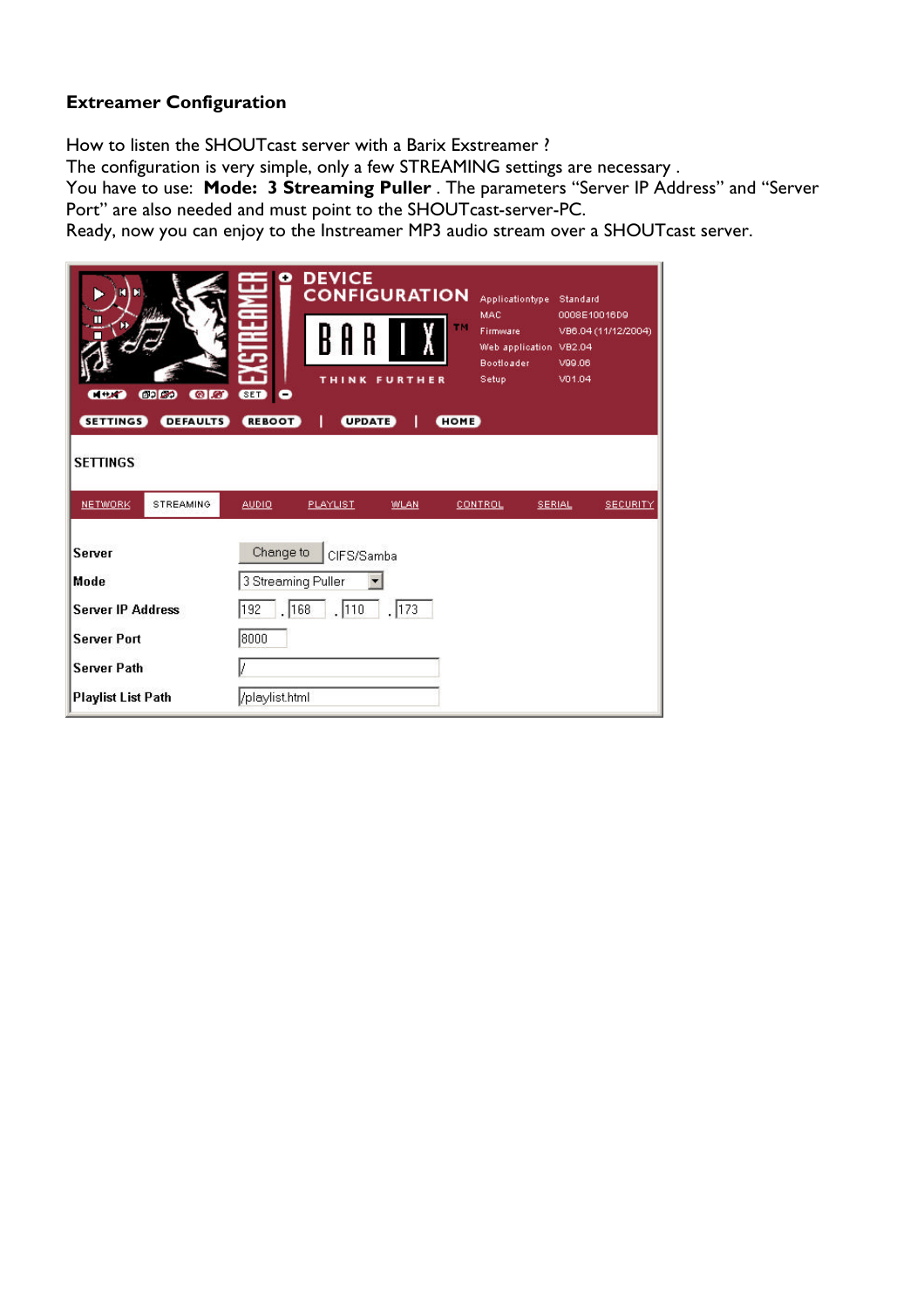**Extreamer Configuration**

How to listen the SHOUTcast server with a Barix Exstreamer ?
The configuration is very simple, only a few STREAMING settings are necessary .
You have to use: **Mode: 3 Streaming Puller** . The parameters "Server IP Address" and "Server Port" are also needed and must point to the SHOUTcast-server-PC.
Ready, now you can enjoy to the Instreamer MP3 audio stream over a SHOUTcast server.

DEVICE CONFIGURATION

| | |
|---|---|
| Applicationtype | Standard |
| MAC | 0008E10016D9 |
| Firmware | VB6.04 (11/12/2004) |
| Web application | VB2.04 |
| Bootloader | V99.06 |
| Setup | V01.04 |

SETTINGS | DEFAULTS | REBOOT | UPDATE | HOME

SETTINGS

NETWORK | STREAMING | AUDIO | PLAYLIST | WLAN | CONTROL | SERIAL | SECURITY

| | |
|---|---|
| Server | Change to CIFS/Samba |
| Mode | 3 Streaming Puller |
| Server IP Address | 192 . 168 . 110 . 173 |
| Server Port | 8000 |
| Server Path | / |
| Playlist List Path | /playlist.html |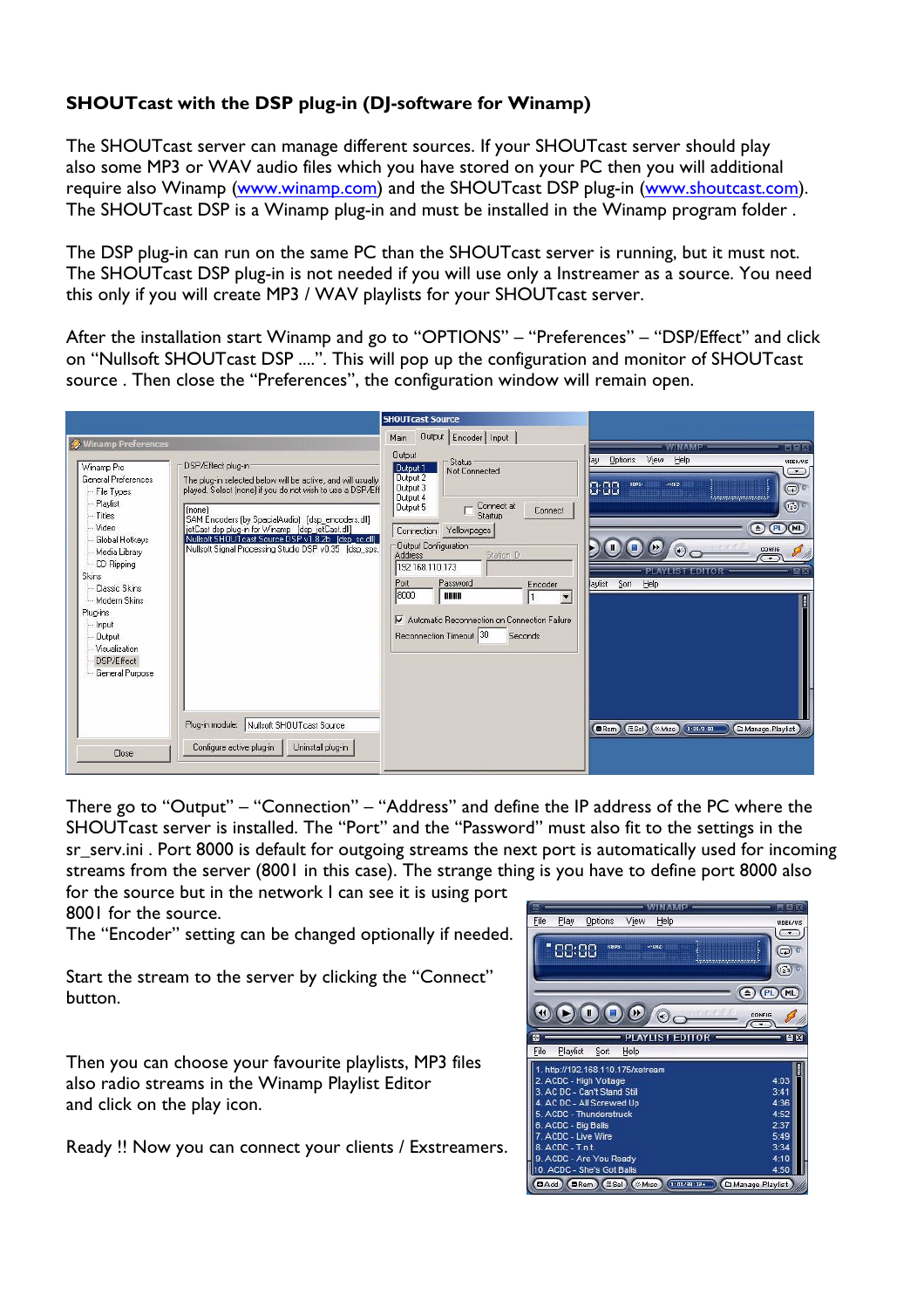**SHOUTcast with the DSP plug-in (DJ-software for Winamp)**

The SHOUTcast server can manage different sources. If your SHOUTcast server should play also some MP3 or WAV audio files which you have stored on your PC then you will additional require also Winamp (www.winamp.com) and the SHOUTcast DSP plug-in (www.shoutcast.com). The SHOUTcast DSP is a Winamp plug-in and must be installed in the Winamp program folder .

The DSP plug-in can run on the same PC than the SHOUTcast server is running, but it must not. The SHOUTcast DSP plug-in is not needed if you will use only a Instreamer as a source. You need this only if you will create MP3 / WAV playlists for your SHOUTcast server.

After the installation start Winamp and go to "OPTIONS" – "Preferences" – "DSP/Effect" and click on "Nullsoft SHOUTcast DSP ....". This will pop up the configuration and monitor of SHOUTcast source . Then close the "Preferences", the configuration window will remain open.

There go to "Output" – "Connection" – "Address" and define the IP address of the PC where the SHOUTcast server is installed. The "Port" and the "Password" must also fit to the settings in the sr_serv.ini . Port 8000 is default for outgoing streams the next port is automatically used for incoming streams from the server (8001 in this case). The strange thing is you have to define port 8000 also for the source but in the network I can see it is using port 8001 for the source.

The "Encoder" setting can be changed optionally if needed.

Start the stream to the server by clicking the "Connect" button.

Then you can choose your favourite playlists, MP3 files also radio streams in the Winamp Playlist Editor and click on the play icon.

Ready !! Now you can connect your clients / Exstreamers.